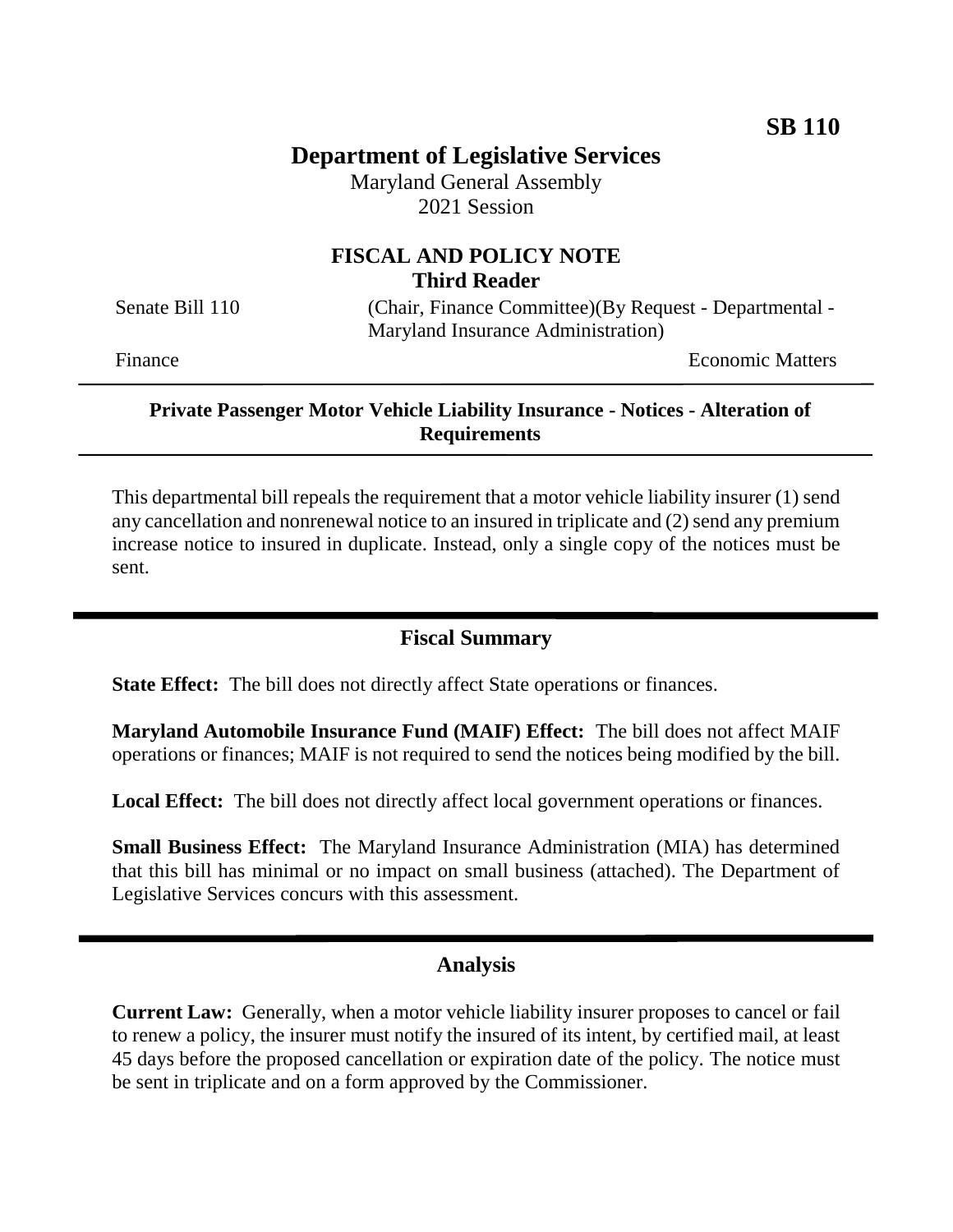**SB 110**

# Department of Legislative Services

Maryland General Assembly
2021 Session

## FISCAL AND POLICY NOTE
**Third Reader**

Senate Bill 110 (Chair, Finance Committee)(By Request - Departmental - Maryland Insurance Administration)

Finance | Economic Matters

**Private Passenger Motor Vehicle Liability Insurance - Notices - Alteration of Requirements**

This departmental bill repeals the requirement that a motor vehicle liability insurer (1) send any cancellation and nonrenewal notice to an insured in triplicate and (2) send any premium increase notice to insured in duplicate. Instead, only a single copy of the notices must be sent.

## Fiscal Summary

**State Effect:** The bill does not directly affect State operations or finances.

**Maryland Automobile Insurance Fund (MAIF) Effect:** The bill does not affect MAIF operations or finances; MAIF is not required to send the notices being modified by the bill.

**Local Effect:** The bill does not directly affect local government operations or finances.

**Small Business Effect:** The Maryland Insurance Administration (MIA) has determined that this bill has minimal or no impact on small business (attached). The Department of Legislative Services concurs with this assessment.

## Analysis

**Current Law:** Generally, when a motor vehicle liability insurer proposes to cancel or fail to renew a policy, the insurer must notify the insured of its intent, by certified mail, at least 45 days before the proposed cancellation or expiration date of the policy. The notice must be sent in triplicate and on a form approved by the Commissioner.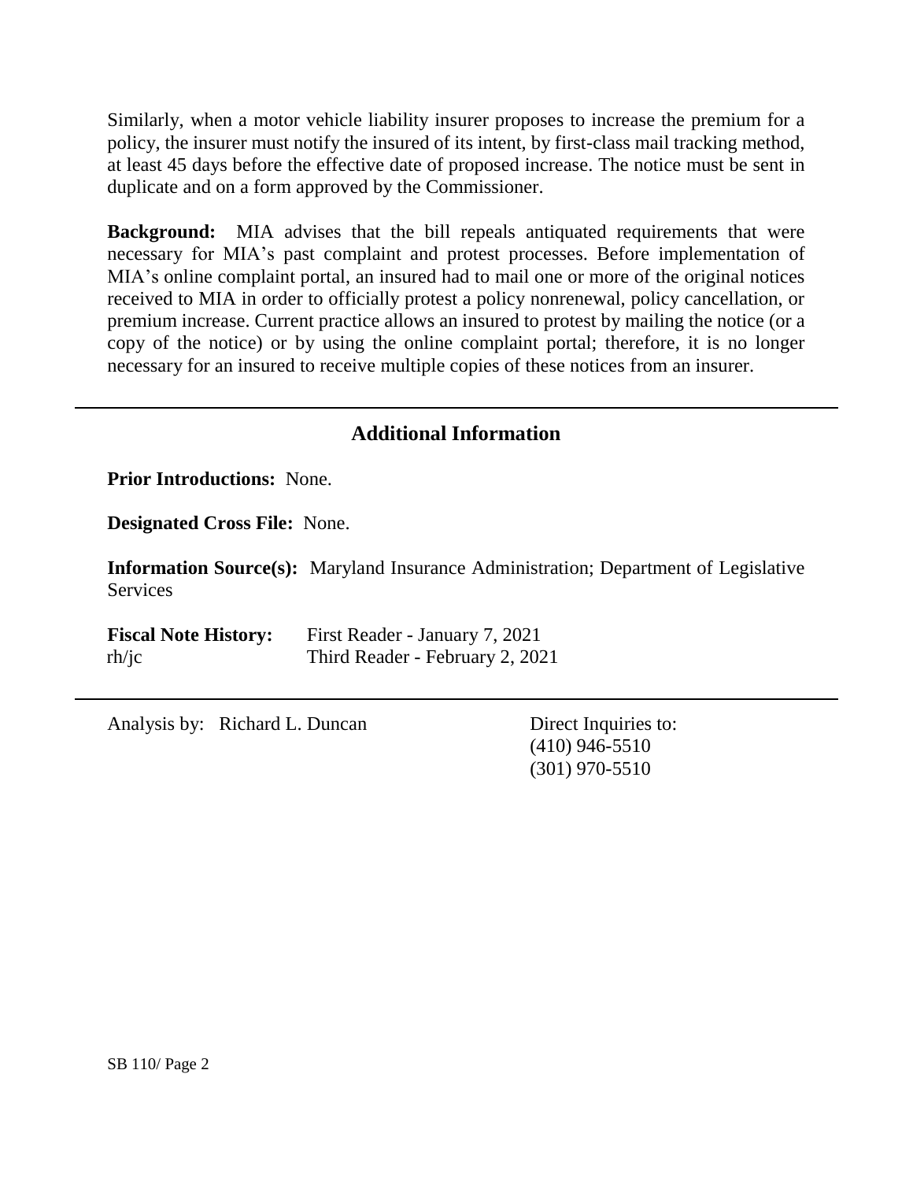Similarly, when a motor vehicle liability insurer proposes to increase the premium for a policy, the insurer must notify the insured of its intent, by first-class mail tracking method, at least 45 days before the effective date of proposed increase. The notice must be sent in duplicate and on a form approved by the Commissioner.

**Background:** MIA advises that the bill repeals antiquated requirements that were necessary for MIA's past complaint and protest processes. Before implementation of MIA's online complaint portal, an insured had to mail one or more of the original notices received to MIA in order to officially protest a policy nonrenewal, policy cancellation, or premium increase. Current practice allows an insured to protest by mailing the notice (or a copy of the notice) or by using the online complaint portal; therefore, it is no longer necessary for an insured to receive multiple copies of these notices from an insurer.

## Additional Information

**Prior Introductions:** None.

**Designated Cross File:** None.

**Information Source(s):** Maryland Insurance Administration; Department of Legislative Services

**Fiscal Note History:** First Reader - January 7, 2021
rh/jc Third Reader - February 2, 2021

Analysis by: Richard L. Duncan

Direct Inquiries to:
(410) 946-5510
(301) 970-5510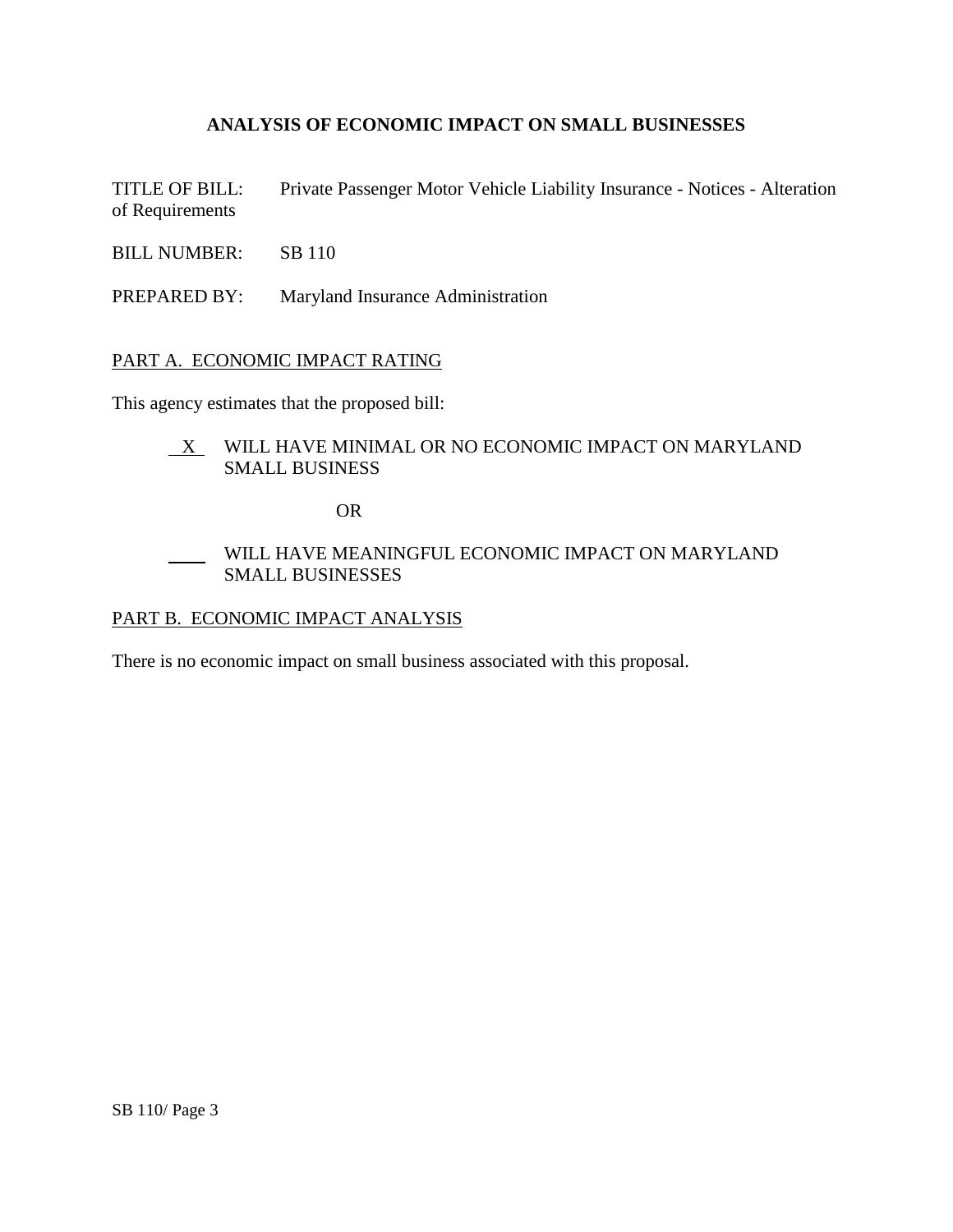**ANALYSIS OF ECONOMIC IMPACT ON SMALL BUSINESSES**

TITLE OF BILL: Private Passenger Motor Vehicle Liability Insurance - Notices - Alteration of Requirements

BILL NUMBER: SB 110

PREPARED BY: Maryland Insurance Administration

PART A. ECONOMIC IMPACT RATING

This agency estimates that the proposed bill:

X WILL HAVE MINIMAL OR NO ECONOMIC IMPACT ON MARYLAND SMALL BUSINESS

OR

\_\_\_\_ WILL HAVE MEANINGFUL ECONOMIC IMPACT ON MARYLAND SMALL BUSINESSES

PART B. ECONOMIC IMPACT ANALYSIS

There is no economic impact on small business associated with this proposal.